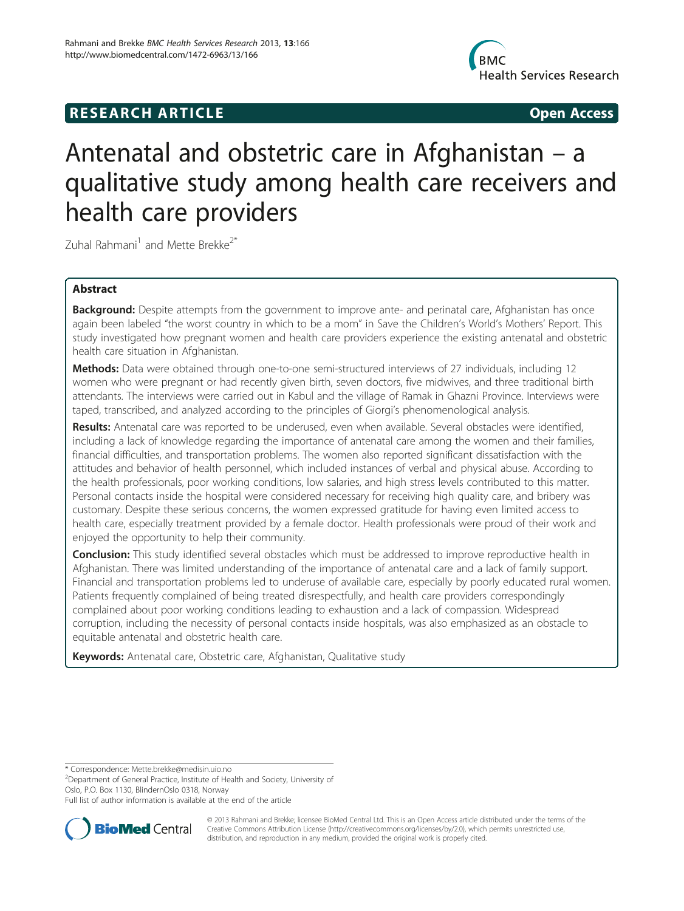**RESEARCH ARTICLE** **Open Access**

# Antenatal and obstetric care in Afghanistan – a qualitative study among health care receivers and health care providers

Zuhal Rahmani[1] and Mette Brekke[2*]

## Abstract

**Background:** Despite attempts from the government to improve ante- and perinatal care, Afghanistan has once again been labeled "the worst country in which to be a mom" in Save the Children's World's Mothers' Report. This study investigated how pregnant women and health care providers experience the existing antenatal and obstetric health care situation in Afghanistan.

**Methods:** Data were obtained through one-to-one semi-structured interviews of 27 individuals, including 12 women who were pregnant or had recently given birth, seven doctors, five midwives, and three traditional birth attendants. The interviews were carried out in Kabul and the village of Ramak in Ghazni Province. Interviews were taped, transcribed, and analyzed according to the principles of Giorgi's phenomenological analysis.

**Results:** Antenatal care was reported to be underused, even when available. Several obstacles were identified, including a lack of knowledge regarding the importance of antenatal care among the women and their families, financial difficulties, and transportation problems. The women also reported significant dissatisfaction with the attitudes and behavior of health personnel, which included instances of verbal and physical abuse. According to the health professionals, poor working conditions, low salaries, and high stress levels contributed to this matter. Personal contacts inside the hospital were considered necessary for receiving high quality care, and bribery was customary. Despite these serious concerns, the women expressed gratitude for having even limited access to health care, especially treatment provided by a female doctor. Health professionals were proud of their work and enjoyed the opportunity to help their community.

**Conclusion:** This study identified several obstacles which must be addressed to improve reproductive health in Afghanistan. There was limited understanding of the importance of antenatal care and a lack of family support. Financial and transportation problems led to underuse of available care, especially by poorly educated rural women. Patients frequently complained of being treated disrespectfully, and health care providers correspondingly complained about poor working conditions leading to exhaustion and a lack of compassion. Widespread corruption, including the necessity of personal contacts inside hospitals, was also emphasized as an obstacle to equitable antenatal and obstetric health care.

**Keywords:** Antenatal care, Obstetric care, Afghanistan, Qualitative study

\* Correspondence: Mette.brekke@medisin.uio.no
[2]Department of General Practice, Institute of Health and Society, University of Oslo, P.O. Box 1130, BlindernOslo 0318, Norway
Full list of author information is available at the end of the article

© 2013 Rahmani and Brekke; licensee BioMed Central Ltd. This is an Open Access article distributed under the terms of the Creative Commons Attribution License (http://creativecommons.org/licenses/by/2.0), which permits unrestricted use, distribution, and reproduction in any medium, provided the original work is properly cited.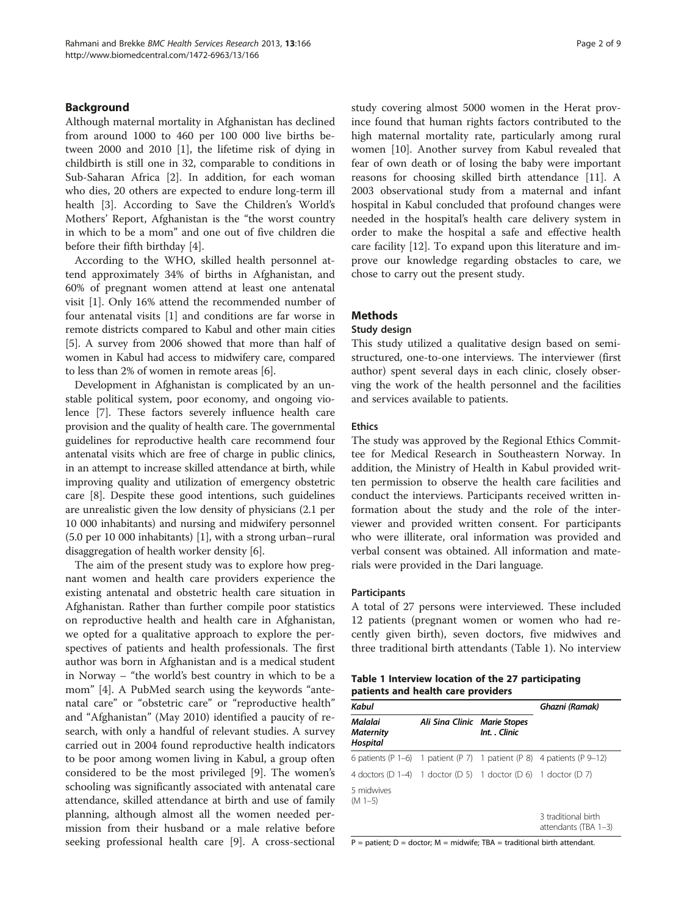## Background

Although maternal mortality in Afghanistan has declined from around 1000 to 460 per 100 000 live births between 2000 and 2010 [1], the lifetime risk of dying in childbirth is still one in 32, comparable to conditions in Sub-Saharan Africa [2]. In addition, for each woman who dies, 20 others are expected to endure long-term ill health [3]. According to Save the Children's World's Mothers' Report, Afghanistan is the "the worst country in which to be a mom" and one out of five children die before their fifth birthday [4].

According to the WHO, skilled health personnel attend approximately 34% of births in Afghanistan, and 60% of pregnant women attend at least one antenatal visit [1]. Only 16% attend the recommended number of four antenatal visits [1] and conditions are far worse in remote districts compared to Kabul and other main cities [5]. A survey from 2006 showed that more than half of women in Kabul had access to midwifery care, compared to less than 2% of women in remote areas [6].

Development in Afghanistan is complicated by an unstable political system, poor economy, and ongoing violence [7]. These factors severely influence health care provision and the quality of health care. The governmental guidelines for reproductive health care recommend four antenatal visits which are free of charge in public clinics, in an attempt to increase skilled attendance at birth, while improving quality and utilization of emergency obstetric care [8]. Despite these good intentions, such guidelines are unrealistic given the low density of physicians (2.1 per 10 000 inhabitants) and nursing and midwifery personnel (5.0 per 10 000 inhabitants) [1], with a strong urban–rural disaggregation of health worker density [6].

The aim of the present study was to explore how pregnant women and health care providers experience the existing antenatal and obstetric health care situation in Afghanistan. Rather than further compile poor statistics on reproductive health and health care in Afghanistan, we opted for a qualitative approach to explore the perspectives of patients and health professionals. The first author was born in Afghanistan and is a medical student in Norway – "the world's best country in which to be a mom" [4]. A PubMed search using the keywords "antenatal care" or "obstetric care" or "reproductive health" and "Afghanistan" (May 2010) identified a paucity of research, with only a handful of relevant studies. A survey carried out in 2004 found reproductive health indicators to be poor among women living in Kabul, a group often considered to be the most privileged [9]. The women's schooling was significantly associated with antenatal care attendance, skilled attendance at birth and use of family planning, although almost all the women needed permission from their husband or a male relative before seeking professional health care [9]. A cross-sectional study covering almost 5000 women in the Herat province found that human rights factors contributed to the high maternal mortality rate, particularly among rural women [10]. Another survey from Kabul revealed that fear of own death or of losing the baby were important reasons for choosing skilled birth attendance [11]. A 2003 observational study from a maternal and infant hospital in Kabul concluded that profound changes were needed in the hospital's health care delivery system in order to make the hospital a safe and effective health care facility [12]. To expand upon this literature and improve our knowledge regarding obstacles to care, we chose to carry out the present study.

## Methods

### Study design

This study utilized a qualitative design based on semi-structured, one-to-one interviews. The interviewer (first author) spent several days in each clinic, closely observing the work of the health personnel and the facilities and services available to patients.

### Ethics

The study was approved by the Regional Ethics Committee for Medical Research in Southeastern Norway. In addition, the Ministry of Health in Kabul provided written permission to observe the health care facilities and conduct the interviews. Participants received written information about the study and the role of the interviewer and provided written consent. For participants who were illiterate, oral information was provided and verbal consent was obtained. All information and materials were provided in the Dari language.

### Participants

A total of 27 persons were interviewed. These included 12 patients (pregnant women or women who had recently given birth), seven doctors, five midwives and three traditional birth attendants (Table 1). No interview

**Table 1 Interview location of the 27 participating patients and health care providers**

| *Kabul* | | | *Ghazni (Ramak)* |
|---|---|---|---|
| *Malalai Maternity Hospital* | *Ali Sina Clinic* | *Marie Stopes Int. . Clinic* | |
| 6 patients (P 1–6) | 1 patient (P 7) | 1 patient (P 8) | 4 patients (P 9–12) |
| 4 doctors (D 1–4) | 1 doctor (D 5) | 1 doctor (D 6) | 1 doctor (D 7) |
| 5 midwives (M 1–5) | | | |
| | | | 3 traditional birth attendants (TBA 1–3) |

P = patient; D = doctor; M = midwife; TBA = traditional birth attendant.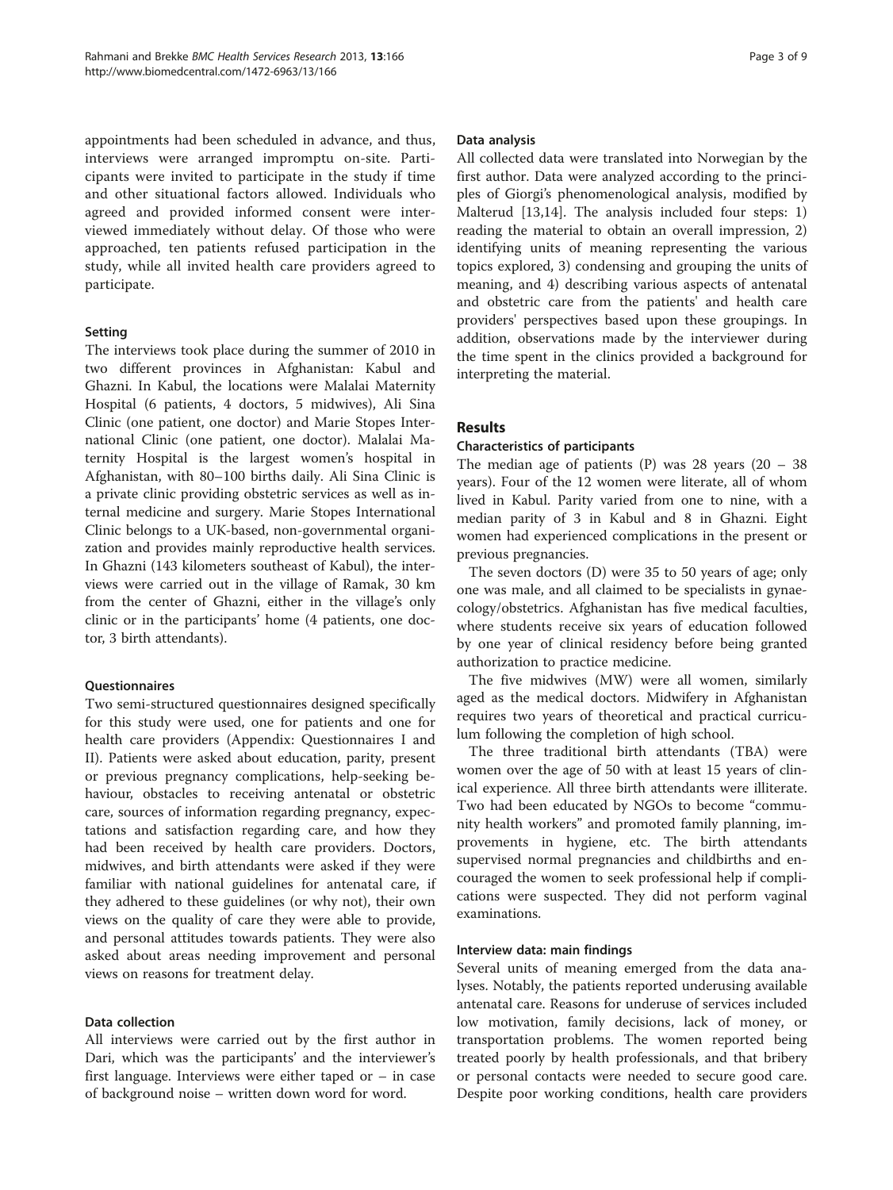appointments had been scheduled in advance, and thus, interviews were arranged impromptu on-site. Participants were invited to participate in the study if time and other situational factors allowed. Individuals who agreed and provided informed consent were interviewed immediately without delay. Of those who were approached, ten patients refused participation in the study, while all invited health care providers agreed to participate.

### Setting

The interviews took place during the summer of 2010 in two different provinces in Afghanistan: Kabul and Ghazni. In Kabul, the locations were Malalai Maternity Hospital (6 patients, 4 doctors, 5 midwives), Ali Sina Clinic (one patient, one doctor) and Marie Stopes International Clinic (one patient, one doctor). Malalai Maternity Hospital is the largest women's hospital in Afghanistan, with 80–100 births daily. Ali Sina Clinic is a private clinic providing obstetric services as well as internal medicine and surgery. Marie Stopes International Clinic belongs to a UK-based, non-governmental organization and provides mainly reproductive health services. In Ghazni (143 kilometers southeast of Kabul), the interviews were carried out in the village of Ramak, 30 km from the center of Ghazni, either in the village's only clinic or in the participants' home (4 patients, one doctor, 3 birth attendants).

### Questionnaires

Two semi-structured questionnaires designed specifically for this study were used, one for patients and one for health care providers (Appendix: Questionnaires I and II). Patients were asked about education, parity, present or previous pregnancy complications, help-seeking behaviour, obstacles to receiving antenatal or obstetric care, sources of information regarding pregnancy, expectations and satisfaction regarding care, and how they had been received by health care providers. Doctors, midwives, and birth attendants were asked if they were familiar with national guidelines for antenatal care, if they adhered to these guidelines (or why not), their own views on the quality of care they were able to provide, and personal attitudes towards patients. They were also asked about areas needing improvement and personal views on reasons for treatment delay.

### Data collection

All interviews were carried out by the first author in Dari, which was the participants' and the interviewer's first language. Interviews were either taped or – in case of background noise – written down word for word.

### Data analysis

All collected data were translated into Norwegian by the first author. Data were analyzed according to the principles of Giorgi's phenomenological analysis, modified by Malterud [13,14]. The analysis included four steps: 1) reading the material to obtain an overall impression, 2) identifying units of meaning representing the various topics explored, 3) condensing and grouping the units of meaning, and 4) describing various aspects of antenatal and obstetric care from the patients' and health care providers' perspectives based upon these groupings. In addition, observations made by the interviewer during the time spent in the clinics provided a background for interpreting the material.

## Results

### Characteristics of participants

The median age of patients (P) was 28 years (20 – 38 years). Four of the 12 women were literate, all of whom lived in Kabul. Parity varied from one to nine, with a median parity of 3 in Kabul and 8 in Ghazni. Eight women had experienced complications in the present or previous pregnancies.

The seven doctors (D) were 35 to 50 years of age; only one was male, and all claimed to be specialists in gynaecology/obstetrics. Afghanistan has five medical faculties, where students receive six years of education followed by one year of clinical residency before being granted authorization to practice medicine.

The five midwives (MW) were all women, similarly aged as the medical doctors. Midwifery in Afghanistan requires two years of theoretical and practical curriculum following the completion of high school.

The three traditional birth attendants (TBA) were women over the age of 50 with at least 15 years of clinical experience. All three birth attendants were illiterate. Two had been educated by NGOs to become "community health workers" and promoted family planning, improvements in hygiene, etc. The birth attendants supervised normal pregnancies and childbirths and encouraged the women to seek professional help if complications were suspected. They did not perform vaginal examinations.

### Interview data: main findings

Several units of meaning emerged from the data analyses. Notably, the patients reported underusing available antenatal care. Reasons for underuse of services included low motivation, family decisions, lack of money, or transportation problems. The women reported being treated poorly by health professionals, and that bribery or personal contacts were needed to secure good care. Despite poor working conditions, health care providers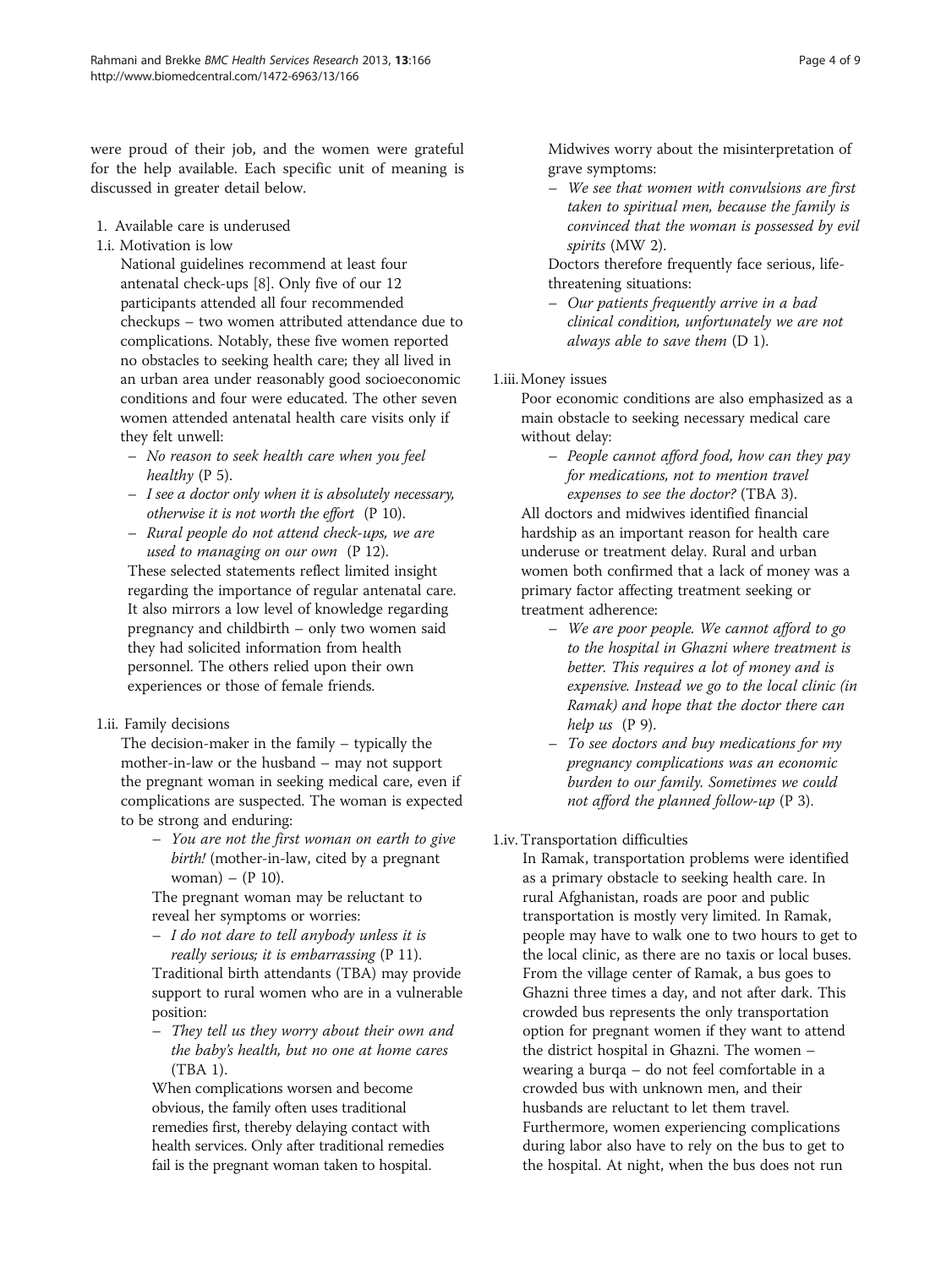were proud of their job, and the women were grateful for the help available. Each specific unit of meaning is discussed in greater detail below.

1. Available care is underused

1.i. Motivation is low

National guidelines recommend at least four antenatal check-ups [8]. Only five of our 12 participants attended all four recommended checkups – two women attributed attendance due to complications. Notably, these five women reported no obstacles to seeking health care; they all lived in an urban area under reasonably good socioeconomic conditions and four were educated. The other seven women attended antenatal health care visits only if they felt unwell:

– *No reason to seek health care when you feel healthy* (P 5).

– *I see a doctor only when it is absolutely necessary, otherwise it is not worth the effort* (P 10).

– *Rural people do not attend check-ups, we are used to managing on our own* (P 12).

These selected statements reflect limited insight regarding the importance of regular antenatal care. It also mirrors a low level of knowledge regarding pregnancy and childbirth – only two women said they had solicited information from health personnel. The others relied upon their own experiences or those of female friends.

1.ii. Family decisions

The decision-maker in the family – typically the mother-in-law or the husband – may not support the pregnant woman in seeking medical care, even if complications are suspected. The woman is expected to be strong and enduring:

– *You are not the first woman on earth to give birth!* (mother-in-law, cited by a pregnant woman) – (P 10).

The pregnant woman may be reluctant to reveal her symptoms or worries:

– *I do not dare to tell anybody unless it is really serious; it is embarrassing* (P 11).

Traditional birth attendants (TBA) may provide support to rural women who are in a vulnerable position:

– *They tell us they worry about their own and the baby's health, but no one at home cares* (TBA 1).

When complications worsen and become obvious, the family often uses traditional remedies first, thereby delaying contact with health services. Only after traditional remedies fail is the pregnant woman taken to hospital.

Midwives worry about the misinterpretation of grave symptoms:

– *We see that women with convulsions are first taken to spiritual men, because the family is convinced that the woman is possessed by evil spirits* (MW 2).

Doctors therefore frequently face serious, life-threatening situations:

– *Our patients frequently arrive in a bad clinical condition, unfortunately we are not always able to save them* (D 1).

1.iii. Money issues

Poor economic conditions are also emphasized as a main obstacle to seeking necessary medical care without delay:

– *People cannot afford food, how can they pay for medications, not to mention travel expenses to see the doctor?* (TBA 3).

All doctors and midwives identified financial hardship as an important reason for health care underuse or treatment delay. Rural and urban women both confirmed that a lack of money was a primary factor affecting treatment seeking or treatment adherence:

– *We are poor people. We cannot afford to go to the hospital in Ghazni where treatment is better. This requires a lot of money and is expensive. Instead we go to the local clinic (in Ramak) and hope that the doctor there can help us* (P 9).

– *To see doctors and buy medications for my pregnancy complications was an economic burden to our family. Sometimes we could not afford the planned follow-up* (P 3).

1.iv. Transportation difficulties

In Ramak, transportation problems were identified as a primary obstacle to seeking health care. In rural Afghanistan, roads are poor and public transportation is mostly very limited. In Ramak, people may have to walk one to two hours to get to the local clinic, as there are no taxis or local buses. From the village center of Ramak, a bus goes to Ghazni three times a day, and not after dark. This crowded bus represents the only transportation option for pregnant women if they want to attend the district hospital in Ghazni. The women – wearing a burqa – do not feel comfortable in a crowded bus with unknown men, and their husbands are reluctant to let them travel. Furthermore, women experiencing complications during labor also have to rely on the bus to get to the hospital. At night, when the bus does not run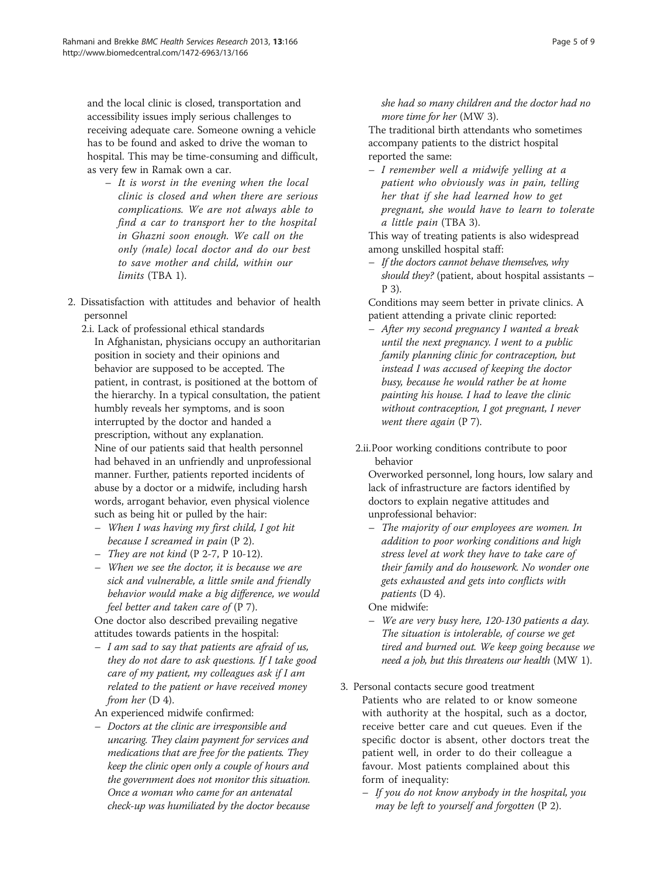and the local clinic is closed, transportation and accessibility issues imply serious challenges to receiving adequate care. Someone owning a vehicle has to be found and asked to drive the woman to hospital. This may be time-consuming and difficult, as very few in Ramak own a car.

– *It is worst in the evening when the local clinic is closed and when there are serious complications. We are not always able to find a car to transport her to the hospital in Ghazni soon enough. We call on the only (male) local doctor and do our best to save mother and child, within our limits* (TBA 1).

2. Dissatisfaction with attitudes and behavior of health personnel

   2.i. Lack of professional ethical standards

   In Afghanistan, physicians occupy an authoritarian position in society and their opinions and behavior are supposed to be accepted. The patient, in contrast, is positioned at the bottom of the hierarchy. In a typical consultation, the patient humbly reveals her symptoms, and is soon interrupted by the doctor and handed a prescription, without any explanation.

   Nine of our patients said that health personnel had behaved in an unfriendly and unprofessional manner. Further, patients reported incidents of abuse by a doctor or a midwife, including harsh words, arrogant behavior, even physical violence such as being hit or pulled by the hair:

   – *When I was having my first child, I got hit because I screamed in pain* (P 2).

   – *They are not kind* (P 2-7, P 10-12).

   – *When we see the doctor, it is because we are sick and vulnerable, a little smile and friendly behavior would make a big difference, we would feel better and taken care of* (P 7).

   One doctor also described prevailing negative attitudes towards patients in the hospital:

   – *I am sad to say that patients are afraid of us, they do not dare to ask questions. If I take good care of my patient, my colleagues ask if I am related to the patient or have received money from her* (D 4).

   An experienced midwife confirmed:

   – *Doctors at the clinic are irresponsible and uncaring. They claim payment for services and medications that are free for the patients. They keep the clinic open only a couple of hours and the government does not monitor this situation. Once a woman who came for an antenatal check-up was humiliated by the doctor because she had so many children and the doctor had no more time for her* (MW 3).

   The traditional birth attendants who sometimes accompany patients to the district hospital reported the same:

   – *I remember well a midwife yelling at a patient who obviously was in pain, telling her that if she had learned how to get pregnant, she would have to learn to tolerate a little pain* (TBA 3).

   This way of treating patients is also widespread among unskilled hospital staff:

   – *If the doctors cannot behave themselves, why should they?* (patient, about hospital assistants – P 3).

   Conditions may seem better in private clinics. A patient attending a private clinic reported:

   – *After my second pregnancy I wanted a break until the next pregnancy. I went to a public family planning clinic for contraception, but instead I was accused of keeping the doctor busy, because he would rather be at home painting his house. I had to leave the clinic without contraception, I got pregnant, I never went there again* (P 7).

   2.ii. Poor working conditions contribute to poor behavior

   Overworked personnel, long hours, low salary and lack of infrastructure are factors identified by doctors to explain negative attitudes and unprofessional behavior:

   – *The majority of our employees are women. In addition to poor working conditions and high stress level at work they have to take care of their family and do housework. No wonder one gets exhausted and gets into conflicts with patients* (D 4).

   One midwife:

   – *We are very busy here, 120-130 patients a day. The situation is intolerable, of course we get tired and burned out. We keep going because we need a job, but this threatens our health* (MW 1).

3. Personal contacts secure good treatment

   Patients who are related to or know someone with authority at the hospital, such as a doctor, receive better care and cut queues. Even if the specific doctor is absent, other doctors treat the patient well, in order to do their colleague a favour. Most patients complained about this form of inequality:

   – *If you do not know anybody in the hospital, you may be left to yourself and forgotten* (P 2).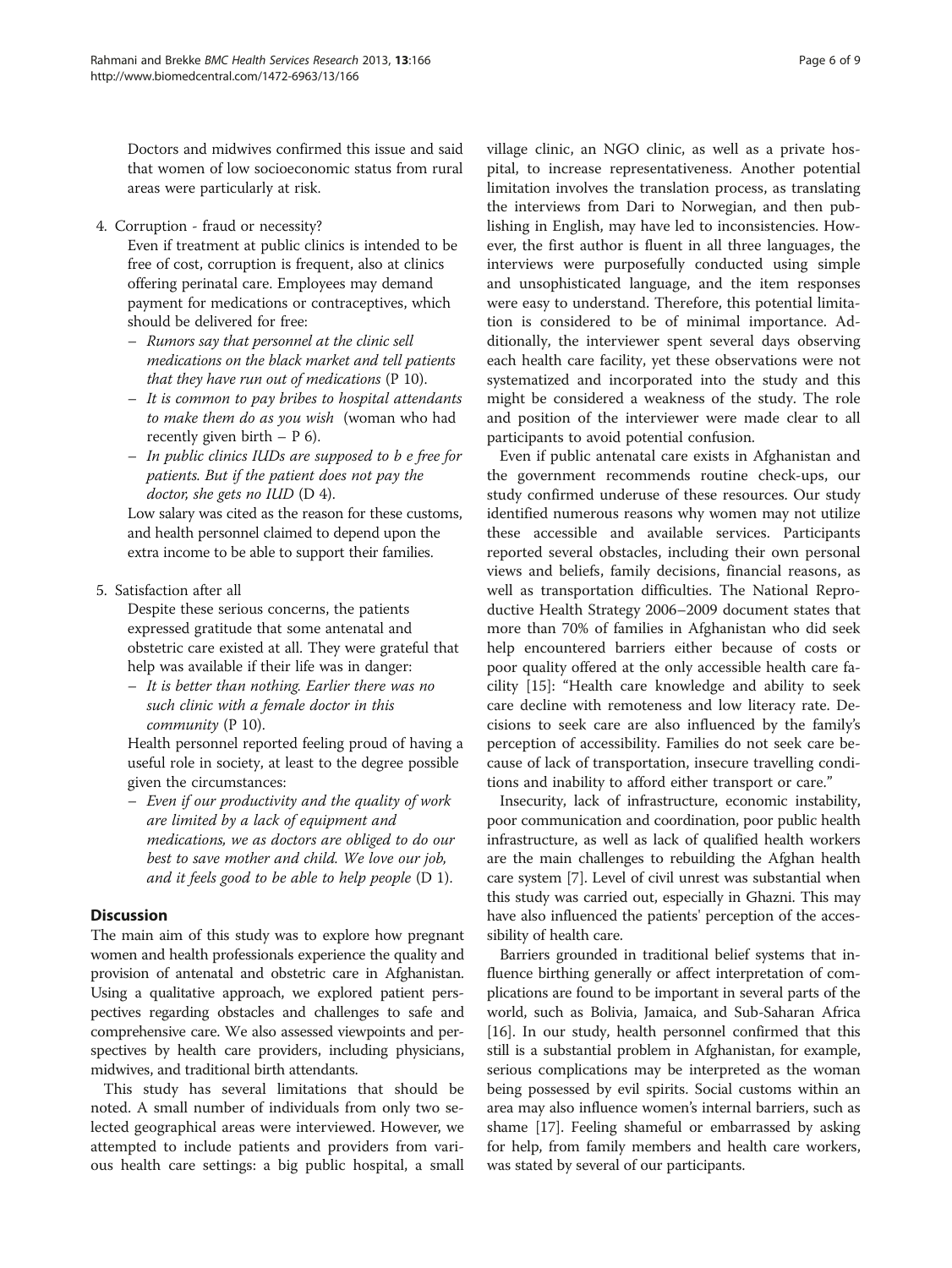Doctors and midwives confirmed this issue and said that women of low socioeconomic status from rural areas were particularly at risk.

4. Corruption - fraud or necessity?

   Even if treatment at public clinics is intended to be free of cost, corruption is frequent, also at clinics offering perinatal care. Employees may demand payment for medications or contraceptives, which should be delivered for free:

   - *Rumors say that personnel at the clinic sell medications on the black market and tell patients that they have run out of medications* (P 10).
   - *It is common to pay bribes to hospital attendants to make them do as you wish* (woman who had recently given birth – P 6).
   - *In public clinics IUDs are supposed to b e free for patients. But if the patient does not pay the doctor, she gets no IUD* (D 4).

   Low salary was cited as the reason for these customs, and health personnel claimed to depend upon the extra income to be able to support their families.

5. Satisfaction after all

   Despite these serious concerns, the patients expressed gratitude that some antenatal and obstetric care existed at all. They were grateful that help was available if their life was in danger:

   - *It is better than nothing. Earlier there was no such clinic with a female doctor in this community* (P 10).

   Health personnel reported feeling proud of having a useful role in society, at least to the degree possible given the circumstances:

   - *Even if our productivity and the quality of work are limited by a lack of equipment and medications, we as doctors are obliged to do our best to save mother and child. We love our job, and it feels good to be able to help people* (D 1).

## Discussion

The main aim of this study was to explore how pregnant women and health professionals experience the quality and provision of antenatal and obstetric care in Afghanistan. Using a qualitative approach, we explored patient perspectives regarding obstacles and challenges to safe and comprehensive care. We also assessed viewpoints and perspectives by health care providers, including physicians, midwives, and traditional birth attendants.

This study has several limitations that should be noted. A small number of individuals from only two selected geographical areas were interviewed. However, we attempted to include patients and providers from various health care settings: a big public hospital, a small village clinic, an NGO clinic, as well as a private hospital, to increase representativeness. Another potential limitation involves the translation process, as translating the interviews from Dari to Norwegian, and then publishing in English, may have led to inconsistencies. However, the first author is fluent in all three languages, the interviews were purposefully conducted using simple and unsophisticated language, and the item responses were easy to understand. Therefore, this potential limitation is considered to be of minimal importance. Additionally, the interviewer spent several days observing each health care facility, yet these observations were not systematized and incorporated into the study and this might be considered a weakness of the study. The role and position of the interviewer were made clear to all participants to avoid potential confusion.

Even if public antenatal care exists in Afghanistan and the government recommends routine check-ups, our study confirmed underuse of these resources. Our study identified numerous reasons why women may not utilize these accessible and available services. Participants reported several obstacles, including their own personal views and beliefs, family decisions, financial reasons, as well as transportation difficulties. The National Reproductive Health Strategy 2006–2009 document states that more than 70% of families in Afghanistan who did seek help encountered barriers either because of costs or poor quality offered at the only accessible health care facility [15]: "Health care knowledge and ability to seek care decline with remoteness and low literacy rate. Decisions to seek care are also influenced by the family's perception of accessibility. Families do not seek care because of lack of transportation, insecure travelling conditions and inability to afford either transport or care."

Insecurity, lack of infrastructure, economic instability, poor communication and coordination, poor public health infrastructure, as well as lack of qualified health workers are the main challenges to rebuilding the Afghan health care system [7]. Level of civil unrest was substantial when this study was carried out, especially in Ghazni. This may have also influenced the patients' perception of the accessibility of health care.

Barriers grounded in traditional belief systems that influence birthing generally or affect interpretation of complications are found to be important in several parts of the world, such as Bolivia, Jamaica, and Sub-Saharan Africa [16]. In our study, health personnel confirmed that this still is a substantial problem in Afghanistan, for example, serious complications may be interpreted as the woman being possessed by evil spirits. Social customs within an area may also influence women's internal barriers, such as shame [17]. Feeling shameful or embarrassed by asking for help, from family members and health care workers, was stated by several of our participants.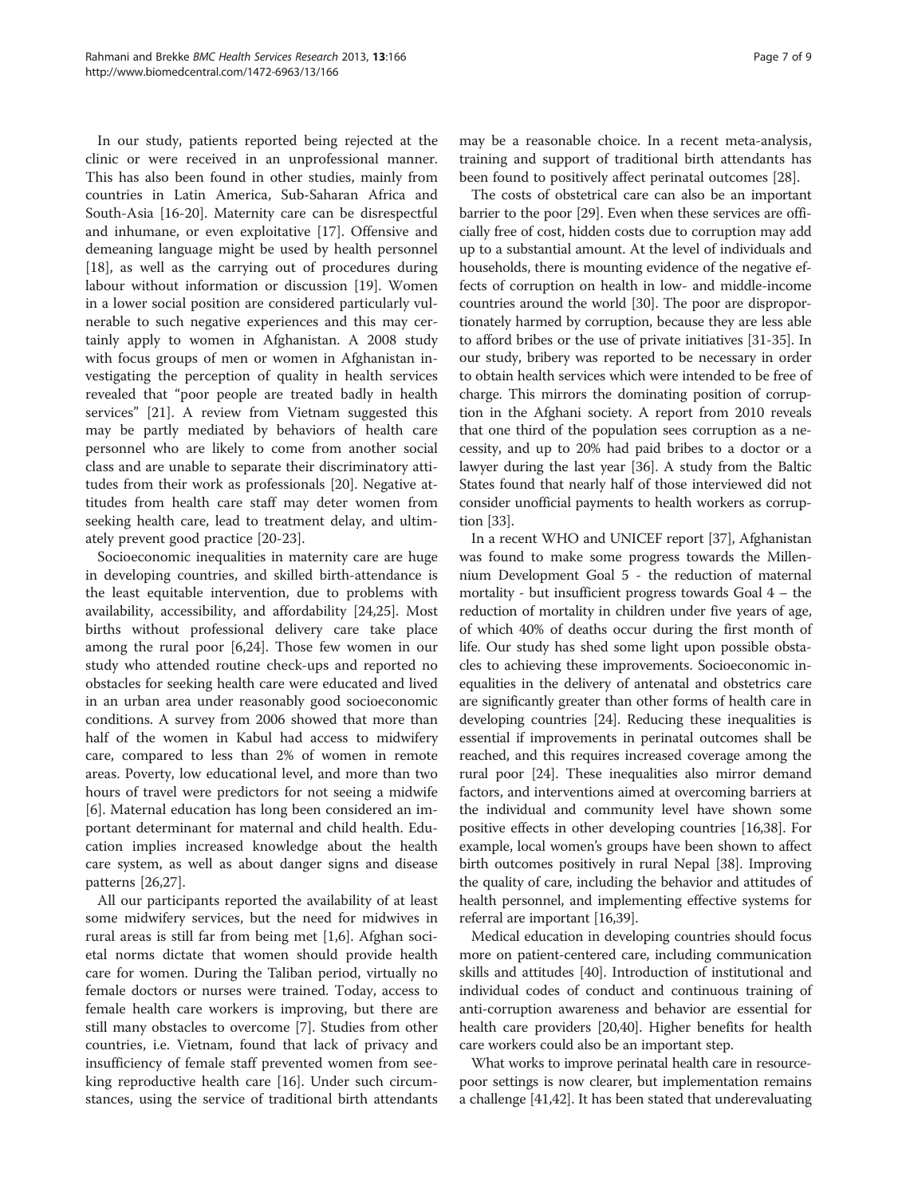In our study, patients reported being rejected at the clinic or were received in an unprofessional manner. This has also been found in other studies, mainly from countries in Latin America, Sub-Saharan Africa and South-Asia [16-20]. Maternity care can be disrespectful and inhumane, or even exploitative [17]. Offensive and demeaning language might be used by health personnel [18], as well as the carrying out of procedures during labour without information or discussion [19]. Women in a lower social position are considered particularly vulnerable to such negative experiences and this may certainly apply to women in Afghanistan. A 2008 study with focus groups of men or women in Afghanistan investigating the perception of quality in health services revealed that "poor people are treated badly in health services" [21]. A review from Vietnam suggested this may be partly mediated by behaviors of health care personnel who are likely to come from another social class and are unable to separate their discriminatory attitudes from their work as professionals [20]. Negative attitudes from health care staff may deter women from seeking health care, lead to treatment delay, and ultimately prevent good practice [20-23].

Socioeconomic inequalities in maternity care are huge in developing countries, and skilled birth-attendance is the least equitable intervention, due to problems with availability, accessibility, and affordability [24,25]. Most births without professional delivery care take place among the rural poor [6,24]. Those few women in our study who attended routine check-ups and reported no obstacles for seeking health care were educated and lived in an urban area under reasonably good socioeconomic conditions. A survey from 2006 showed that more than half of the women in Kabul had access to midwifery care, compared to less than 2% of women in remote areas. Poverty, low educational level, and more than two hours of travel were predictors for not seeing a midwife [6]. Maternal education has long been considered an important determinant for maternal and child health. Education implies increased knowledge about the health care system, as well as about danger signs and disease patterns [26,27].

All our participants reported the availability of at least some midwifery services, but the need for midwives in rural areas is still far from being met [1,6]. Afghan societal norms dictate that women should provide health care for women. During the Taliban period, virtually no female doctors or nurses were trained. Today, access to female health care workers is improving, but there are still many obstacles to overcome [7]. Studies from other countries, i.e. Vietnam, found that lack of privacy and insufficiency of female staff prevented women from seeking reproductive health care [16]. Under such circumstances, using the service of traditional birth attendants may be a reasonable choice. In a recent meta-analysis, training and support of traditional birth attendants has been found to positively affect perinatal outcomes [28].

The costs of obstetrical care can also be an important barrier to the poor [29]. Even when these services are officially free of cost, hidden costs due to corruption may add up to a substantial amount. At the level of individuals and households, there is mounting evidence of the negative effects of corruption on health in low- and middle-income countries around the world [30]. The poor are disproportionately harmed by corruption, because they are less able to afford bribes or the use of private initiatives [31-35]. In our study, bribery was reported to be necessary in order to obtain health services which were intended to be free of charge. This mirrors the dominating position of corruption in the Afghani society. A report from 2010 reveals that one third of the population sees corruption as a necessity, and up to 20% had paid bribes to a doctor or a lawyer during the last year [36]. A study from the Baltic States found that nearly half of those interviewed did not consider unofficial payments to health workers as corruption [33].

In a recent WHO and UNICEF report [37], Afghanistan was found to make some progress towards the Millennium Development Goal 5 - the reduction of maternal mortality - but insufficient progress towards Goal 4 – the reduction of mortality in children under five years of age, of which 40% of deaths occur during the first month of life. Our study has shed some light upon possible obstacles to achieving these improvements. Socioeconomic inequalities in the delivery of antenatal and obstetrics care are significantly greater than other forms of health care in developing countries [24]. Reducing these inequalities is essential if improvements in perinatal outcomes shall be reached, and this requires increased coverage among the rural poor [24]. These inequalities also mirror demand factors, and interventions aimed at overcoming barriers at the individual and community level have shown some positive effects in other developing countries [16,38]. For example, local women's groups have been shown to affect birth outcomes positively in rural Nepal [38]. Improving the quality of care, including the behavior and attitudes of health personnel, and implementing effective systems for referral are important [16,39].

Medical education in developing countries should focus more on patient-centered care, including communication skills and attitudes [40]. Introduction of institutional and individual codes of conduct and continuous training of anti-corruption awareness and behavior are essential for health care providers [20,40]. Higher benefits for health care workers could also be an important step.

What works to improve perinatal health care in resource-poor settings is now clearer, but implementation remains a challenge [41,42]. It has been stated that underevaluating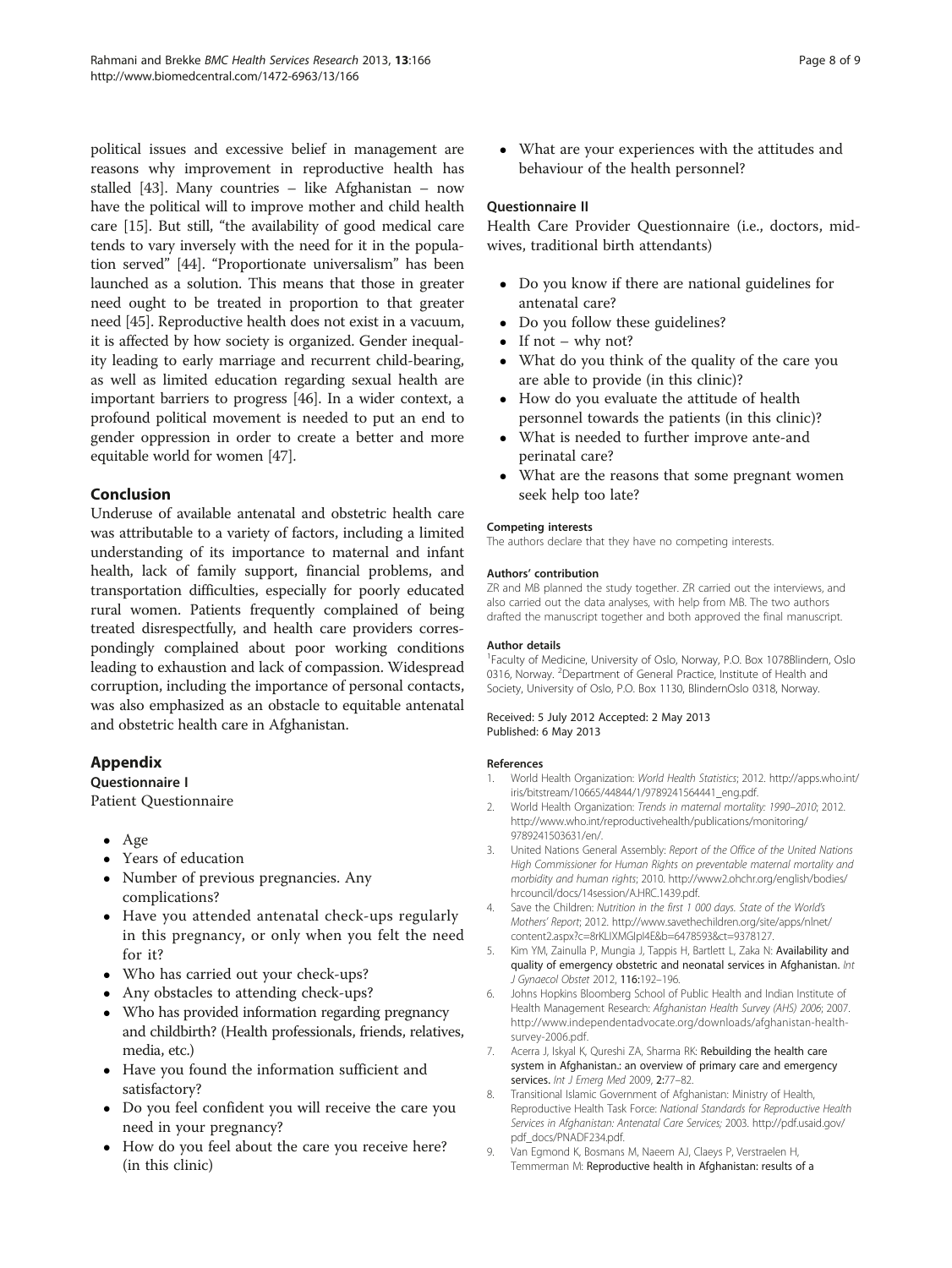political issues and excessive belief in management are reasons why improvement in reproductive health has stalled [43]. Many countries – like Afghanistan – now have the political will to improve mother and child health care [15]. But still, "the availability of good medical care tends to vary inversely with the need for it in the population served" [44]. "Proportionate universalism" has been launched as a solution. This means that those in greater need ought to be treated in proportion to that greater need [45]. Reproductive health does not exist in a vacuum, it is affected by how society is organized. Gender inequality leading to early marriage and recurrent child-bearing, as well as limited education regarding sexual health are important barriers to progress [46]. In a wider context, a profound political movement is needed to put an end to gender oppression in order to create a better and more equitable world for women [47].

## Conclusion

Underuse of available antenatal and obstetric health care was attributable to a variety of factors, including a limited understanding of its importance to maternal and infant health, lack of family support, financial problems, and transportation difficulties, especially for poorly educated rural women. Patients frequently complained of being treated disrespectfully, and health care providers correspondingly complained about poor working conditions leading to exhaustion and lack of compassion. Widespread corruption, including the importance of personal contacts, was also emphasized as an obstacle to equitable antenatal and obstetric health care in Afghanistan.

## Appendix

### Questionnaire I

Patient Questionnaire

- Age
- Years of education
- Number of previous pregnancies. Any complications?
- Have you attended antenatal check-ups regularly in this pregnancy, or only when you felt the need for it?
- Who has carried out your check-ups?
- Any obstacles to attending check-ups?
- Who has provided information regarding pregnancy and childbirth? (Health professionals, friends, relatives, media, etc.)
- Have you found the information sufficient and satisfactory?
- Do you feel confident you will receive the care you need in your pregnancy?
- How do you feel about the care you receive here? (in this clinic)
- What are your experiences with the attitudes and behaviour of the health personnel?

### Questionnaire II

Health Care Provider Questionnaire (i.e., doctors, midwives, traditional birth attendants)

- Do you know if there are national guidelines for antenatal care?
- Do you follow these guidelines?
- If not – why not?
- What do you think of the quality of the care you are able to provide (in this clinic)?
- How do you evaluate the attitude of health personnel towards the patients (in this clinic)?
- What is needed to further improve ante-and perinatal care?
- What are the reasons that some pregnant women seek help too late?

#### Competing interests

The authors declare that they have no competing interests.

#### Authors' contribution

ZR and MB planned the study together. ZR carried out the interviews, and also carried out the data analyses, with help from MB. The two authors drafted the manuscript together and both approved the final manuscript.

#### Author details

[1]Faculty of Medicine, University of Oslo, Norway, P.O. Box 1078Blindern, Oslo 0316, Norway. [2]Department of General Practice, Institute of Health and Society, University of Oslo, P.O. Box 1130, BlindernOslo 0318, Norway.

Received: 5 July 2012 Accepted: 2 May 2013
Published: 6 May 2013

#### References

1. World Health Organization: *World Health Statistics*; 2012. http://apps.who.int/iris/bitstream/10665/44844/1/9789241564441_eng.pdf.
2. World Health Organization: *Trends in maternal mortality: 1990–2010*; 2012. http://www.who.int/reproductivehealth/publications/monitoring/9789241503631/en/.
3. United Nations General Assembly: *Report of the Office of the United Nations High Commissioner for Human Rights on preventable maternal mortality and morbidity and human rights*; 2010. http://www2.ohchr.org/english/bodies/hrcouncil/docs/14session/A.HRC.1439.pdf.
4. Save the Children: *Nutrition in the first 1 000 days. State of the World's Mothers' Report*; 2012. http://www.savethechildren.org/site/apps/nlnet/content2.aspx?c=8rKLIXMGIpI4E&b=6478593&ct=9378127.
5. Kim YM, Zainulla P, Mungia J, Tappis H, Bartlett L, Zaka N: **Availability and quality of emergency obstetric and neonatal services in Afghanistan.** *Int J Gynaecol Obstet* 2012, **116:**192–196.
6. Johns Hopkins Bloomberg School of Public Health and Indian Institute of Health Management Research: *Afghanistan Health Survey (AHS) 2006*; 2007. http://www.independentadvocate.org/downloads/afghanistan-health-survey-2006.pdf.
7. Acerra J, Iskyal K, Qureshi ZA, Sharma RK: **Rebuilding the health care system in Afghanistan.: an overview of primary care and emergency services.** *Int J Emerg Med* 2009, **2:**77–82.
8. Transitional Islamic Government of Afghanistan: Ministry of Health, Reproductive Health Task Force: *National Standards for Reproductive Health Services in Afghanistan: Antenatal Care Services;* 2003. http://pdf.usaid.gov/pdf_docs/PNADF234.pdf.
9. Van Egmond K, Bosmans M, Naeem AJ, Claeys P, Verstraelen H, Temmerman M: **Reproductive health in Afghanistan: results of a**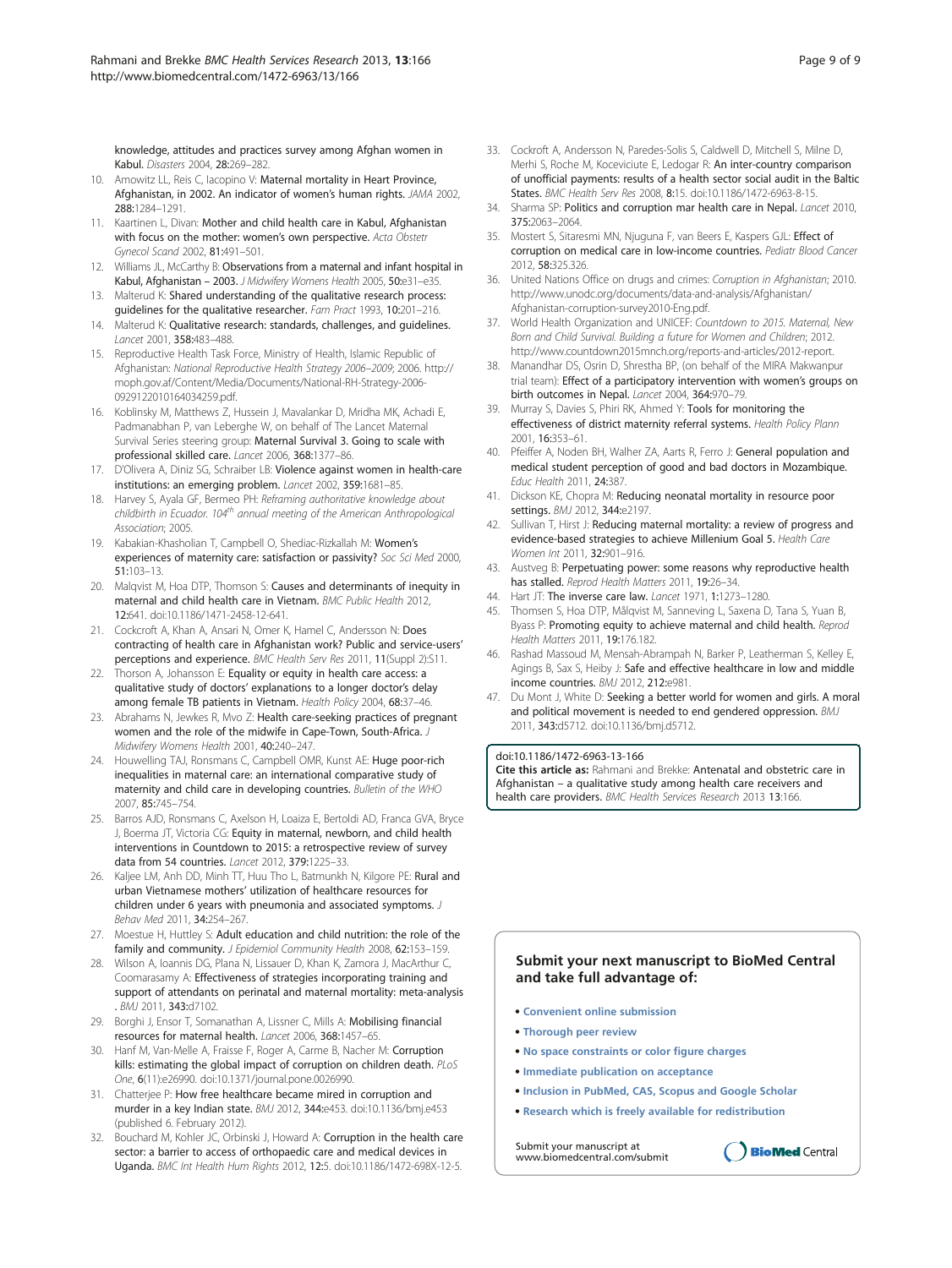knowledge, attitudes and practices survey among Afghan women in Kabul. *Disasters* 2004, 28:269–282.

10. Amowitz LL, Reis C, Iacopino V: **Maternal mortality in Heart Province, Afghanistan, in 2002. An indicator of women's human rights.** *JAMA* 2002, 288:1284–1291.
11. Kaartinen L, Divan: **Mother and child health care in Kabul, Afghanistan with focus on the mother: women's own perspective.** *Acta Obstetr Gynecol Scand* 2002, 81:491–501.
12. Williams JL, McCarthy B: **Observations from a maternal and infant hospital in Kabul, Afghanistan – 2003.** *J Midwifery Womens Health* 2005, 50:e31–e35.
13. Malterud K: **Shared understanding of the qualitative research process: guidelines for the qualitative researcher.** *Fam Pract* 1993, 10:201–216.
14. Malterud K: **Qualitative research: standards, challenges, and guidelines.** *Lancet* 2001, 358:483–488.
15. Reproductive Health Task Force, Ministry of Health, Islamic Republic of Afghanistan: *National Reproductive Health Strategy 2006–2009*; 2006. http://moph.gov.af/Content/Media/Documents/National-RH-Strategy-2006-0929122010164034259.pdf.
16. Koblinsky M, Matthews Z, Hussein J, Mavalankar D, Mridha MK, Achadi E, Padmanabhan P, van Leberghe W, on behalf of The Lancet Maternal Survival Series steering group: **Maternal Survival 3. Going to scale with professional skilled care.** *Lancet* 2006, 368:1377–86.
17. D'Olivera A, Diniz SG, Schraiber LB: **Violence against women in health-care institutions: an emerging problem.** *Lancet* 2002, 359:1681–85.
18. Harvey S, Ayala GF, Bermeo PH: *Reframing authoritative knowledge about childbirth in Ecuador. 104th annual meeting of the American Anthropological Association*; 2005.
19. Kabakian-Khasholian T, Campbell O, Shediac-Rizkallah M: **Women's experiences of maternity care: satisfaction or passivity?** *Soc Sci Med* 2000, 51:103–13.
20. Malqvist M, Hoa DTP, Thomson S: **Causes and determinants of inequity in maternal and child health care in Vietnam.** *BMC Public Health* 2012, 12:641. doi:10.1186/1471-2458-12-641.
21. Cockcroft A, Khan A, Ansari N, Omer K, Hamel C, Andersson N: **Does contracting of health care in Afghanistan work? Public and service-users' perceptions and experience.** *BMC Health Serv Res* 2011, 11(Suppl 2):S11.
22. Thorson A, Johansson E: **Equality or equity in health care access: a qualitative study of doctors' explanations to a longer doctor's delay among female TB patients in Vietnam.** *Health Policy* 2004, 68:37–46.
23. Abrahams N, Jewkes R, Mvo Z: **Health care-seeking practices of pregnant women and the role of the midwife in Cape-Town, South-Africa.** *J Midwifery Womens Health* 2001, 40:240–247.
24. Houwelling TAJ, Ronsmans C, Campbell OMR, Kunst AE: **Huge poor-rich inequalities in maternal care: an international comparative study of maternity and child care in developing countries.** *Bulletin of the WHO* 2007, 85:745–754.
25. Barros AJD, Ronsmans C, Axelson H, Loaiza E, Bertoldi AD, Franca GVA, Bryce J, Boerma JT, Victoria CG: **Equity in maternal, newborn, and child health interventions in Countdown to 2015: a retrospective review of survey data from 54 countries.** *Lancet* 2012, 379:1225–33.
26. Kaljee LM, Anh DD, Minh TT, Huu Tho L, Batmunkh N, Kilgore PE: **Rural and urban Vietnamese mothers' utilization of healthcare resources for children under 6 years with pneumonia and associated symptoms.** *J Behav Med* 2011, 34:254–267.
27. Moestue H, Huttley S: **Adult education and child nutrition: the role of the family and community.** *J Epidemiol Community Health* 2008, 62:153–159.
28. Wilson A, Ioannis DG, Plana N, Lissauer D, Khan K, Zamora J, MacArthur C, Coomarasamy A: **Effectiveness of strategies incorporating training and support of attendants on perinatal and maternal mortality: meta-analysis .** *BMJ* 2011, 343:d7102.
29. Borghi J, Ensor T, Somanathan A, Lissner C, Mills A: **Mobilising financial resources for maternal health.** *Lancet* 2006, 368:1457–65.
30. Hanf M, Van-Melle A, Fraisse F, Roger A, Carme B, Nacher M: **Corruption kills: estimating the global impact of corruption on children death.** *PLoS One*, 6(11):e26990. doi:10.1371/journal.pone.0026990.
31. Chatterjee P: **How free healthcare became mired in corruption and murder in a key Indian state.** *BMJ* 2012, 344:e453. doi:10.1136/bmj.e453 (published 6. February 2012).
32. Bouchard M, Kohler JC, Orbinski J, Howard A: **Corruption in the health care sector: a barrier to access of orthopaedic care and medical devices in Uganda.** *BMC Int Health Hum Rights* 2012, 12:5. doi:10.1186/1472-698X-12-5.
33. Cockroft A, Andersson N, Paredes-Solis S, Caldwell D, Mitchell S, Milne D, Merhi S, Roche M, Koceviciute E, Ledogar R: **An inter-country comparison of unofficial payments: results of a health sector social audit in the Baltic States.** *BMC Health Serv Res* 2008, 8:15. doi:10.1186/1472-6963-8-15.
34. Sharma SP: **Politics and corruption mar health care in Nepal.** *Lancet* 2010, 375:2063–2064.
35. Mostert S, Sitaresmi MN, Njuguna F, van Beers E, Kaspers GJL: **Effect of corruption on medical care in low-income countries.** *Pediatr Blood Cancer* 2012, 58:325.326.
36. United Nations Office on drugs and crimes: *Corruption in Afghanistan*; 2010. http://www.unodc.org/documents/data-and-analysis/Afghanistan/Afghanistan-corruption-survey2010-Eng.pdf.
37. World Health Organization and UNICEF: *Countdown to 2015. Maternal, New Born and Child Survival. Building a future for Women and Children*; 2012. http://www.countdown2015mnch.org/reports-and-articles/2012-report.
38. Manandhar DS, Osrin D, Shrestha BP, (on behalf of the MIRA Makwanpur trial team): **Effect of a participatory intervention with women's groups on birth outcomes in Nepal.** *Lancet* 2004, 364:970–79.
39. Murray S, Davies S, Phiri RK, Ahmed Y: **Tools for monitoring the effectiveness of district maternity referral systems.** *Health Policy Plann* 2001, 16:353–61.
40. Pfeiffer A, Noden BH, Walher ZA, Aarts R, Ferro J: **General population and medical student perception of good and bad doctors in Mozambique.** *Educ Health* 2011, 24:387.
41. Dickson KE, Chopra M: **Reducing neonatal mortality in resource poor settings.** *BMJ* 2012, 344:e2197.
42. Sullivan T, Hirst J: **Reducing maternal mortality: a review of progress and evidence-based strategies to achieve Millenium Goal 5.** *Health Care Women Int* 2011, 32:901–916.
43. Austveg B: **Perpetuating power: some reasons why reproductive health has stalled.** *Reprod Health Matters* 2011, 19:26–34.
44. Hart JT: **The inverse care law.** *Lancet* 1971, 1:1273–1280.
45. Thomsen S, Hoa DTP, Målqvist M, Sanneving L, Saxena D, Tana S, Yuan B, Byass P: **Promoting equity to achieve maternal and child health.** *Reprod Health Matters* 2011, 19:176.182.
46. Rashad Massoud M, Mensah-Abrampah N, Barker P, Leatherman S, Kelley E, Agings B, Sax S, Heiby J: **Safe and effective healthcare in low and middle income countries.** *BMJ* 2012, 212:e981.
47. Du Mont J, White D: **Seeking a better world for women and girls. A moral and political movement is needed to end gendered oppression.** *BMJ* 2011, 343:d5712. doi:10.1136/bmj.d5712.

doi:10.1186/1472-6963-13-166

**Cite this article as:** Rahmani and Brekke: Antenatal and obstetric care in Afghanistan – a qualitative study among health care receivers and health care providers. *BMC Health Services Research* 2013 13:166.

**Submit your next manuscript to BioMed Central and take full advantage of:**

- Convenient online submission
- Thorough peer review
- No space constraints or color figure charges
- Immediate publication on acceptance
- Inclusion in PubMed, CAS, Scopus and Google Scholar
- Research which is freely available for redistribution

Submit your manuscript at www.biomedcentral.com/submit

BioMed Central